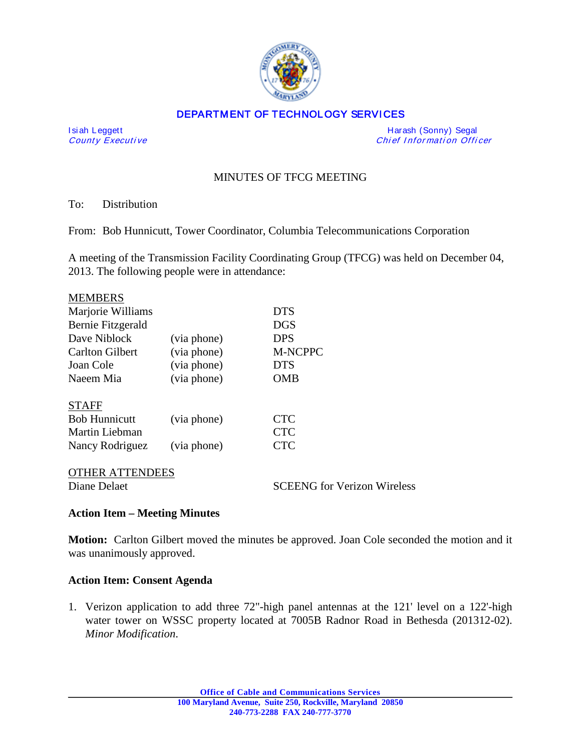**DEPARTMENT OF TECHNOLOGY SERVICES**

| | |
|---|---|
| Isiah Leggett | Harash (Sonny) Segal |
| *County Executive* | *Chief Information Officer* |

# MINUTES OF TFCG MEETING

To: Distribution

From: Bob Hunnicutt, Tower Coordinator, Columbia Telecommunications Corporation

A meeting of the Transmission Facility Coordinating Group (TFCG) was held on December 04, 2013. The following people were in attendance:

MEMBERS

| | | |
|---|---|---|
| Marjorie Williams | | DTS |
| Bernie Fitzgerald | | DGS |
| Dave Niblock | (via phone) | DPS |
| Carlton Gilbert | (via phone) | M-NCPPC |
| Joan Cole | (via phone) | DTS |
| Naeem Mia | (via phone) | OMB |

STAFF

| | | |
|---|---|---|
| Bob Hunnicutt | (via phone) | CTC |
| Martin Liebman | | CTC |
| Nancy Rodriguez | (via phone) | CTC |

OTHER ATTENDEES

| | |
|---|---|
| Diane Delaet | SCEENG for Verizon Wireless |

**Action Item – Meeting Minutes**

**Motion:** Carlton Gilbert moved the minutes be approved. Joan Cole seconded the motion and it was unanimously approved.

**Action Item: Consent Agenda**

1. Verizon application to add three 72"-high panel antennas at the 121' level on a 122'-high water tower on WSSC property located at 7005B Radnor Road in Bethesda (201312-02). *Minor Modification.*

**Office of Cable and Communications Services**
**100 Maryland Avenue, Suite 250, Rockville, Maryland 20850**
**240-773-2288 FAX 240-777-3770**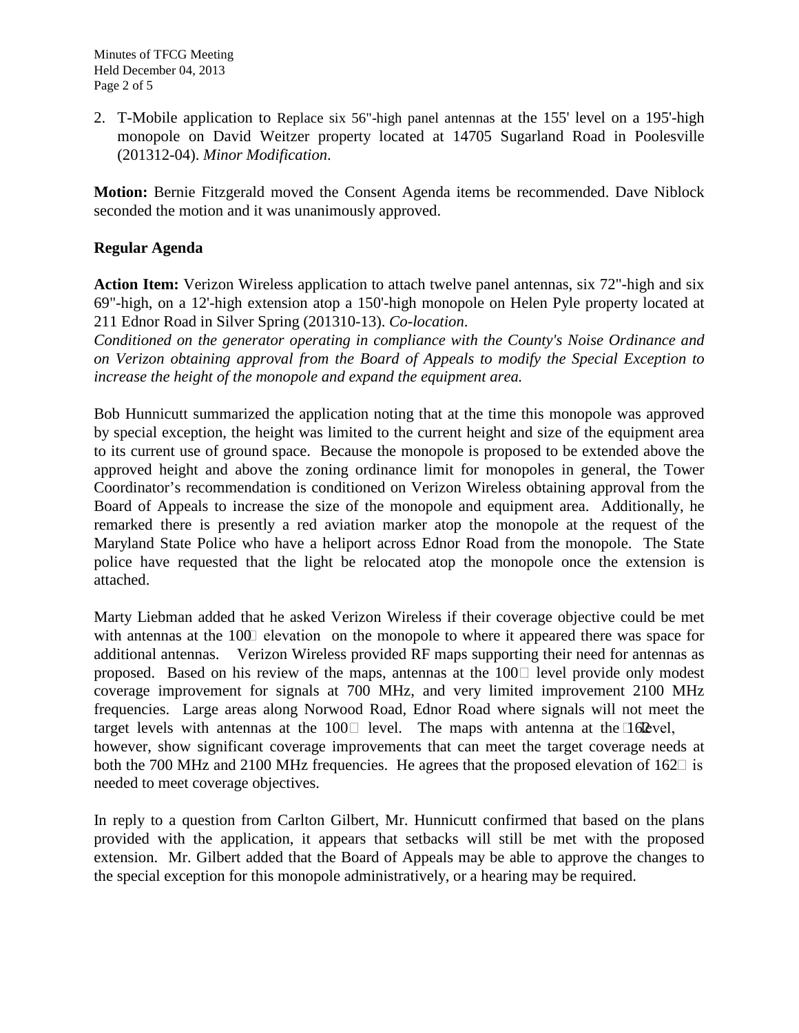2. T-Mobile application to Replace six 56"-high panel antennas at the 155' level on a 195'-high monopole on David Weitzer property located at 14705 Sugarland Road in Poolesville (201312-04). *Minor Modification*.

**Motion:** Bernie Fitzgerald moved the Consent Agenda items be recommended. Dave Niblock seconded the motion and it was unanimously approved.

**Regular Agenda**

**Action Item:** Verizon Wireless application to attach twelve panel antennas, six 72"-high and six 69"-high, on a 12'-high extension atop a 150'-high monopole on Helen Pyle property located at 211 Ednor Road in Silver Spring (201310-13). *Co-location*.
*Conditioned on the generator operating in compliance with the County's Noise Ordinance and on Verizon obtaining approval from the Board of Appeals to modify the Special Exception to increase the height of the monopole and expand the equipment area.*

Bob Hunnicutt summarized the application noting that at the time this monopole was approved by special exception, the height was limited to the current height and size of the equipment area to its current use of ground space. Because the monopole is proposed to be extended above the approved height and above the zoning ordinance limit for monopoles in general, the Tower Coordinator's recommendation is conditioned on Verizon Wireless obtaining approval from the Board of Appeals to increase the size of the monopole and equipment area. Additionally, he remarked there is presently a red aviation marker atop the monopole at the request of the Maryland State Police who have a heliport across Ednor Road from the monopole. The State police have requested that the light be relocated atop the monopole once the extension is attached.

Marty Liebman added that he asked Verizon Wireless if their coverage objective could be met with antennas at the 100' elevation on the monopole to where it appeared there was space for additional antennas. Verizon Wireless provided RF maps supporting their need for antennas as proposed. Based on his review of the maps, antennas at the 100' level provide only modest coverage improvement for signals at 700 MHz, and very limited improvement 2100 MHz frequencies. Large areas along Norwood Road, Ednor Road where signals will not meet the target levels with antennas at the 100' level. The maps with antenna at the 162' level, however, show significant coverage improvements that can meet the target coverage needs at both the 700 MHz and 2100 MHz frequencies. He agrees that the proposed elevation of 162' is needed to meet coverage objectives.

In reply to a question from Carlton Gilbert, Mr. Hunnicutt confirmed that based on the plans provided with the application, it appears that setbacks will still be met with the proposed extension. Mr. Gilbert added that the Board of Appeals may be able to approve the changes to the special exception for this monopole administratively, or a hearing may be required.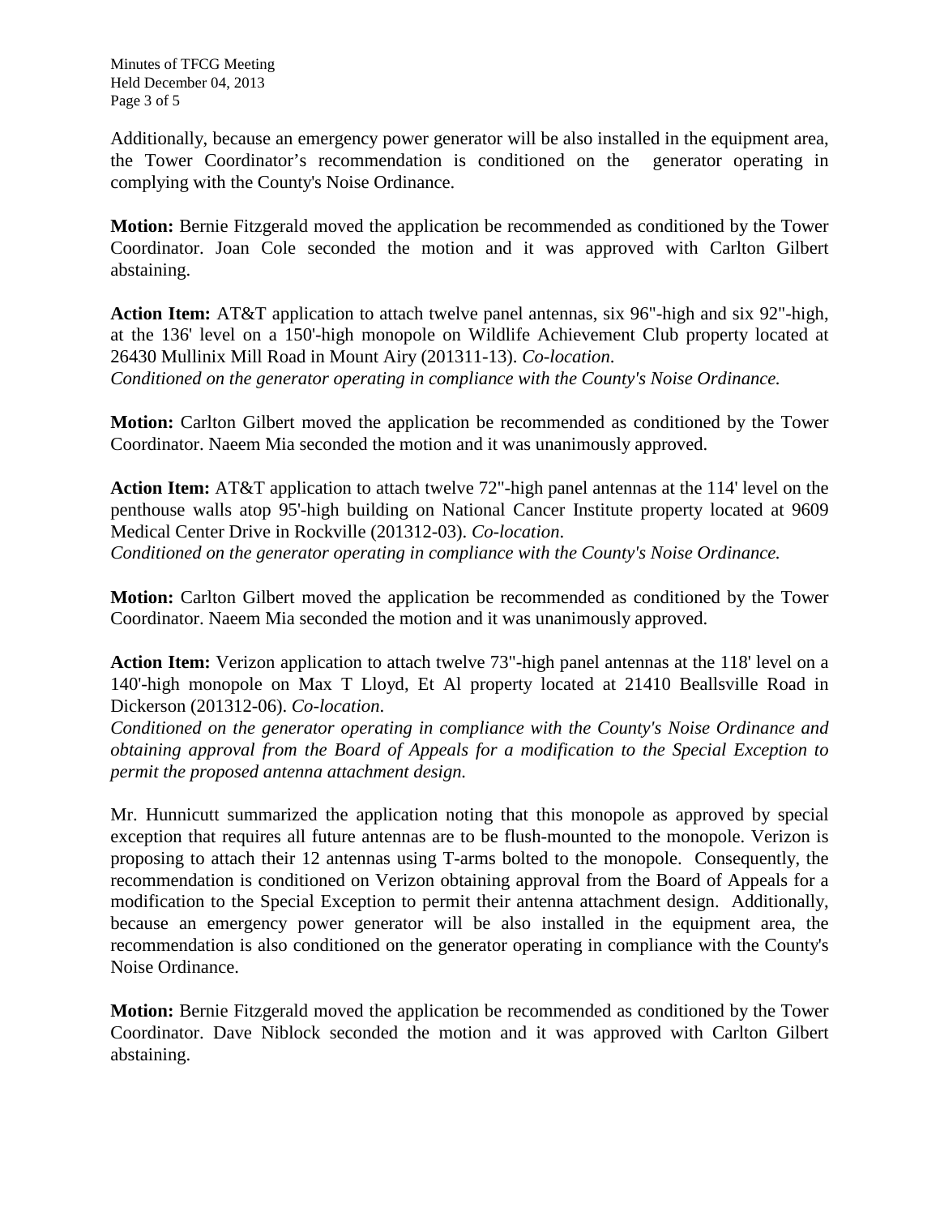Additionally, because an emergency power generator will be also installed in the equipment area, the Tower Coordinator's recommendation is conditioned on the generator operating in complying with the County's Noise Ordinance.

**Motion:** Bernie Fitzgerald moved the application be recommended as conditioned by the Tower Coordinator. Joan Cole seconded the motion and it was approved with Carlton Gilbert abstaining.

**Action Item:** AT&T application to attach twelve panel antennas, six 96"-high and six 92"-high, at the 136' level on a 150'-high monopole on Wildlife Achievement Club property located at 26430 Mullinix Mill Road in Mount Airy (201311-13). *Co-location*.
*Conditioned on the generator operating in compliance with the County's Noise Ordinance.*

**Motion:** Carlton Gilbert moved the application be recommended as conditioned by the Tower Coordinator. Naeem Mia seconded the motion and it was unanimously approved.

**Action Item:** AT&T application to attach twelve 72"-high panel antennas at the 114' level on the penthouse walls atop 95'-high building on National Cancer Institute property located at 9609 Medical Center Drive in Rockville (201312-03). *Co-location*.
*Conditioned on the generator operating in compliance with the County's Noise Ordinance.*

**Motion:** Carlton Gilbert moved the application be recommended as conditioned by the Tower Coordinator. Naeem Mia seconded the motion and it was unanimously approved.

**Action Item:** Verizon application to attach twelve 73"-high panel antennas at the 118' level on a 140'-high monopole on Max T Lloyd, Et Al property located at 21410 Beallsville Road in Dickerson (201312-06). *Co-location*.
*Conditioned on the generator operating in compliance with the County's Noise Ordinance and obtaining approval from the Board of Appeals for a modification to the Special Exception to permit the proposed antenna attachment design.*

Mr. Hunnicutt summarized the application noting that this monopole as approved by special exception that requires all future antennas are to be flush-mounted to the monopole. Verizon is proposing to attach their 12 antennas using T-arms bolted to the monopole. Consequently, the recommendation is conditioned on Verizon obtaining approval from the Board of Appeals for a modification to the Special Exception to permit their antenna attachment design. Additionally, because an emergency power generator will be also installed in the equipment area, the recommendation is also conditioned on the generator operating in compliance with the County's Noise Ordinance.

**Motion:** Bernie Fitzgerald moved the application be recommended as conditioned by the Tower Coordinator. Dave Niblock seconded the motion and it was approved with Carlton Gilbert abstaining.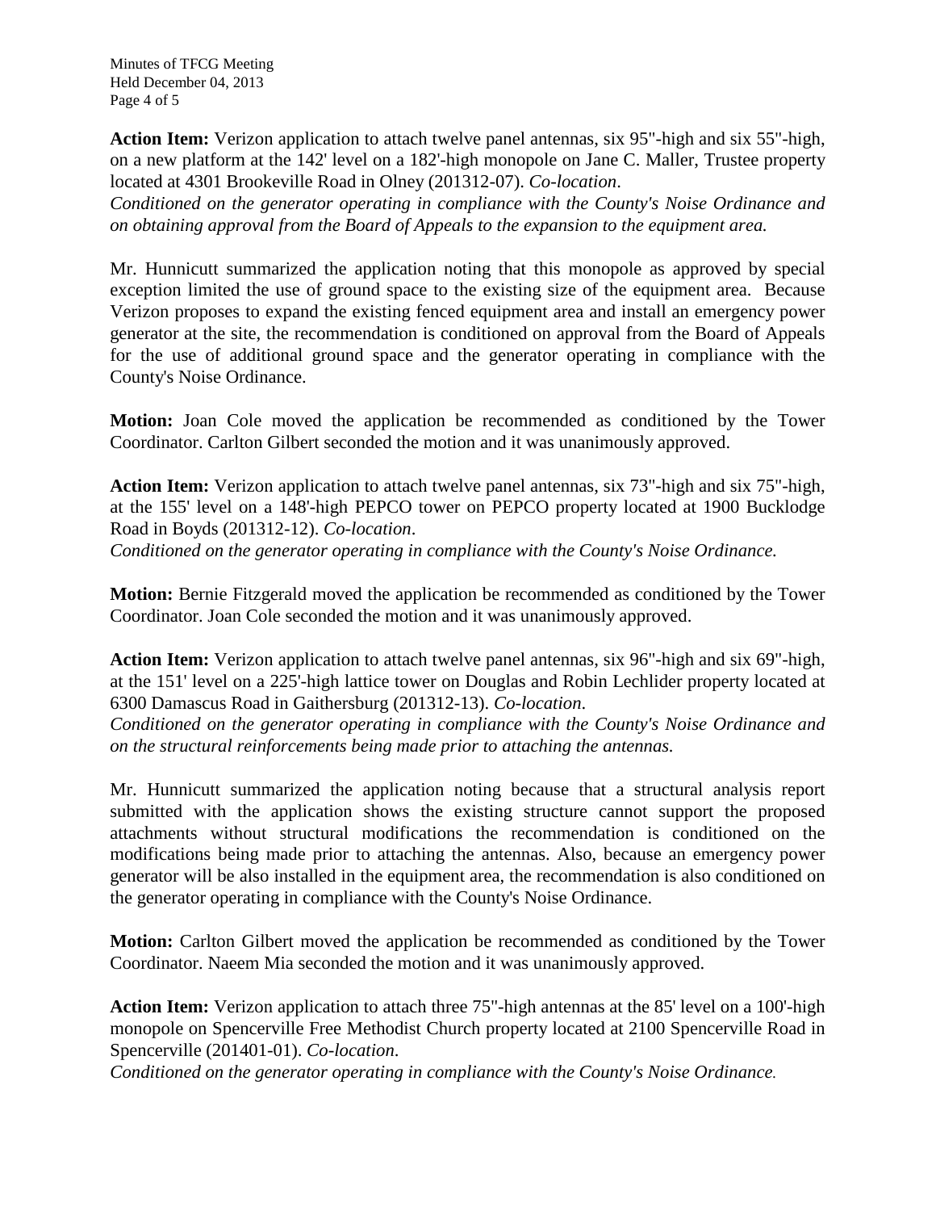**Action Item:** Verizon application to attach twelve panel antennas, six 95"-high and six 55"-high, on a new platform at the 142' level on a 182'-high monopole on Jane C. Maller, Trustee property located at 4301 Brookeville Road in Olney (201312-07). *Co-location*.
*Conditioned on the generator operating in compliance with the County's Noise Ordinance and on obtaining approval from the Board of Appeals to the expansion to the equipment area.*

Mr. Hunnicutt summarized the application noting that this monopole as approved by special exception limited the use of ground space to the existing size of the equipment area. Because Verizon proposes to expand the existing fenced equipment area and install an emergency power generator at the site, the recommendation is conditioned on approval from the Board of Appeals for the use of additional ground space and the generator operating in compliance with the County's Noise Ordinance.

**Motion:** Joan Cole moved the application be recommended as conditioned by the Tower Coordinator. Carlton Gilbert seconded the motion and it was unanimously approved.

**Action Item:** Verizon application to attach twelve panel antennas, six 73"-high and six 75"-high, at the 155' level on a 148'-high PEPCO tower on PEPCO property located at 1900 Bucklodge Road in Boyds (201312-12). *Co-location*.
*Conditioned on the generator operating in compliance with the County's Noise Ordinance.*

**Motion:** Bernie Fitzgerald moved the application be recommended as conditioned by the Tower Coordinator. Joan Cole seconded the motion and it was unanimously approved.

**Action Item:** Verizon application to attach twelve panel antennas, six 96"-high and six 69"-high, at the 151' level on a 225'-high lattice tower on Douglas and Robin Lechlider property located at 6300 Damascus Road in Gaithersburg (201312-13). *Co-location*.
*Conditioned on the generator operating in compliance with the County's Noise Ordinance and on the structural reinforcements being made prior to attaching the antennas.*

Mr. Hunnicutt summarized the application noting because that a structural analysis report submitted with the application shows the existing structure cannot support the proposed attachments without structural modifications the recommendation is conditioned on the modifications being made prior to attaching the antennas. Also, because an emergency power generator will be also installed in the equipment area, the recommendation is also conditioned on the generator operating in compliance with the County's Noise Ordinance.

**Motion:** Carlton Gilbert moved the application be recommended as conditioned by the Tower Coordinator. Naeem Mia seconded the motion and it was unanimously approved.

**Action Item:** Verizon application to attach three 75"-high antennas at the 85' level on a 100'-high monopole on Spencerville Free Methodist Church property located at 2100 Spencerville Road in Spencerville (201401-01). *Co-location*.
*Conditioned on the generator operating in compliance with the County's Noise Ordinance.*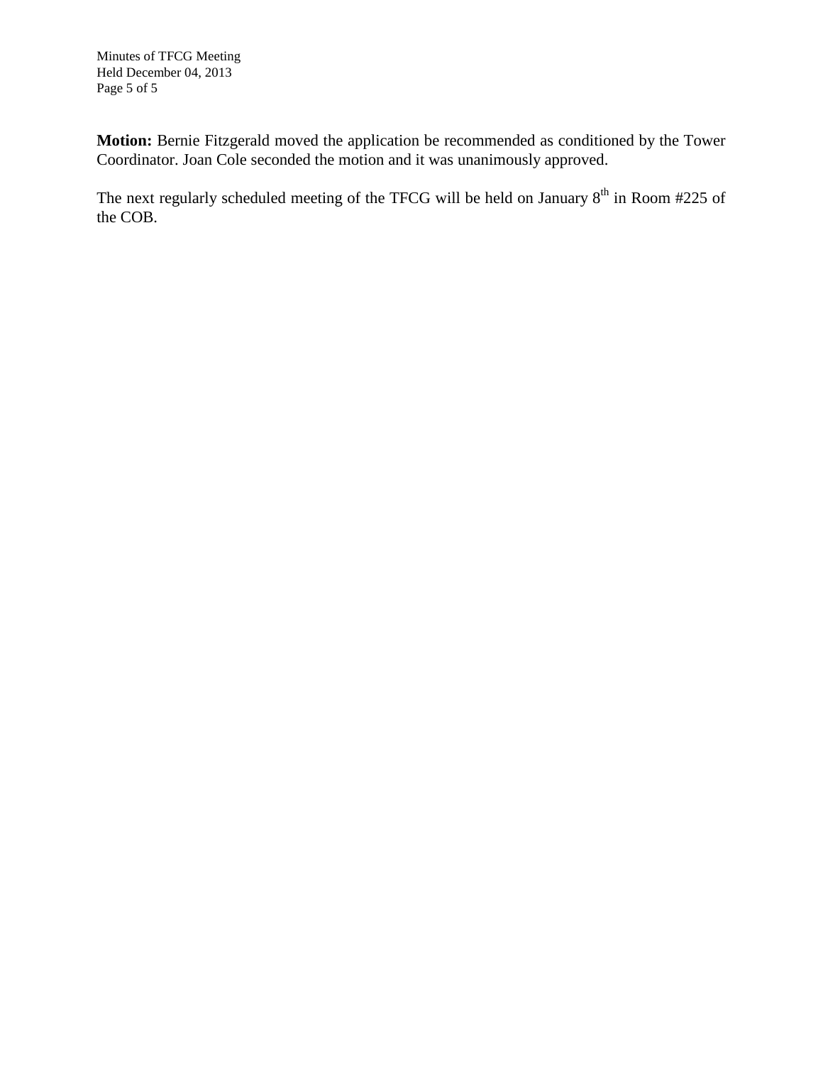**Motion:** Bernie Fitzgerald moved the application be recommended as conditioned by the Tower Coordinator. Joan Cole seconded the motion and it was unanimously approved.

The next regularly scheduled meeting of the TFCG will be held on January 8th in Room #225 of the COB.